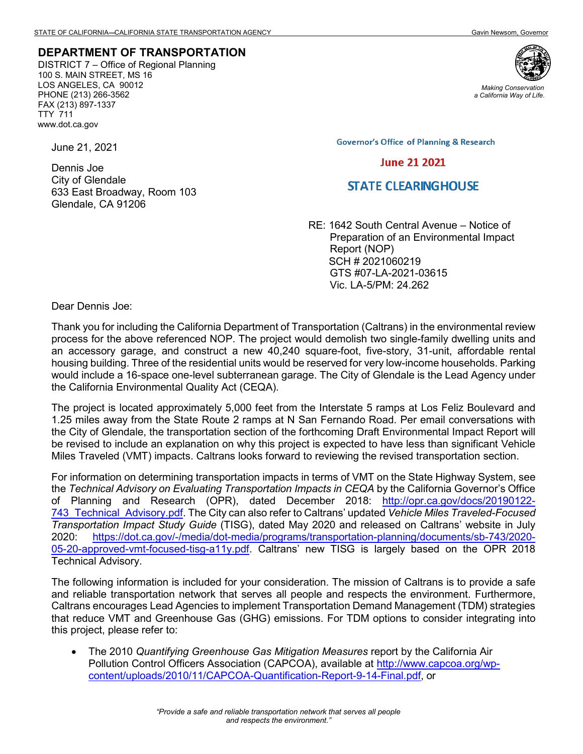STATE OF CALIFORNIA—CALIFORNIA STATE TRANSPORTATION AGENCY Gavin Newsom, Governor

**DEPARTMENT OF TRANSPORTATION**
DISTRICT 7 – Office of Regional Planning
100 S. MAIN STREET, MS 16
LOS ANGELES, CA 90012
PHONE (213) 266-3562
FAX (213) 897-1337
TTY 711
www.dot.ca.gov

*Making Conservation a California Way of Life.*

Governor's Office of Planning & Research

June 21 2021

STATE CLEARINGHOUSE

June 21, 2021

Dennis Joe
City of Glendale
633 East Broadway, Room 103
Glendale, CA 91206

RE: 1642 South Central Avenue – Notice of Preparation of an Environmental Impact Report (NOP)
SCH # 2021060219
GTS #07-LA-2021-03615
Vic. LA-5/PM: 24.262

Dear Dennis Joe:

Thank you for including the California Department of Transportation (Caltrans) in the environmental review process for the above referenced NOP. The project would demolish two single-family dwelling units and an accessory garage, and construct a new 40,240 square-foot, five-story, 31-unit, affordable rental housing building. Three of the residential units would be reserved for very low-income households. Parking would include a 16-space one-level subterranean garage. The City of Glendale is the Lead Agency under the California Environmental Quality Act (CEQA).

The project is located approximately 5,000 feet from the Interstate 5 ramps at Los Feliz Boulevard and 1.25 miles away from the State Route 2 ramps at N San Fernando Road. Per email conversations with the City of Glendale, the transportation section of the forthcoming Draft Environmental Impact Report will be revised to include an explanation on why this project is expected to have less than significant Vehicle Miles Traveled (VMT) impacts. Caltrans looks forward to reviewing the revised transportation section.

For information on determining transportation impacts in terms of VMT on the State Highway System, see the *Technical Advisory on Evaluating Transportation Impacts in CEQA* by the California Governor's Office of Planning and Research (OPR), dated December 2018: http://opr.ca.gov/docs/20190122-743_Technical_Advisory.pdf. The City can also refer to Caltrans' updated *Vehicle Miles Traveled-Focused Transportation Impact Study Guide* (TISG), dated May 2020 and released on Caltrans' website in July 2020: https://dot.ca.gov/-/media/dot-media/programs/transportation-planning/documents/sb-743/2020-05-20-approved-vmt-focused-tisg-a11y.pdf. Caltrans' new TISG is largely based on the OPR 2018 Technical Advisory.

The following information is included for your consideration. The mission of Caltrans is to provide a safe and reliable transportation network that serves all people and respects the environment. Furthermore, Caltrans encourages Lead Agencies to implement Transportation Demand Management (TDM) strategies that reduce VMT and Greenhouse Gas (GHG) emissions. For TDM options to consider integrating into this project, please refer to:

- The 2010 *Quantifying Greenhouse Gas Mitigation Measures* report by the California Air Pollution Control Officers Association (CAPCOA), available at http://www.capcoa.org/wp-content/uploads/2010/11/CAPCOA-Quantification-Report-9-14-Final.pdf, or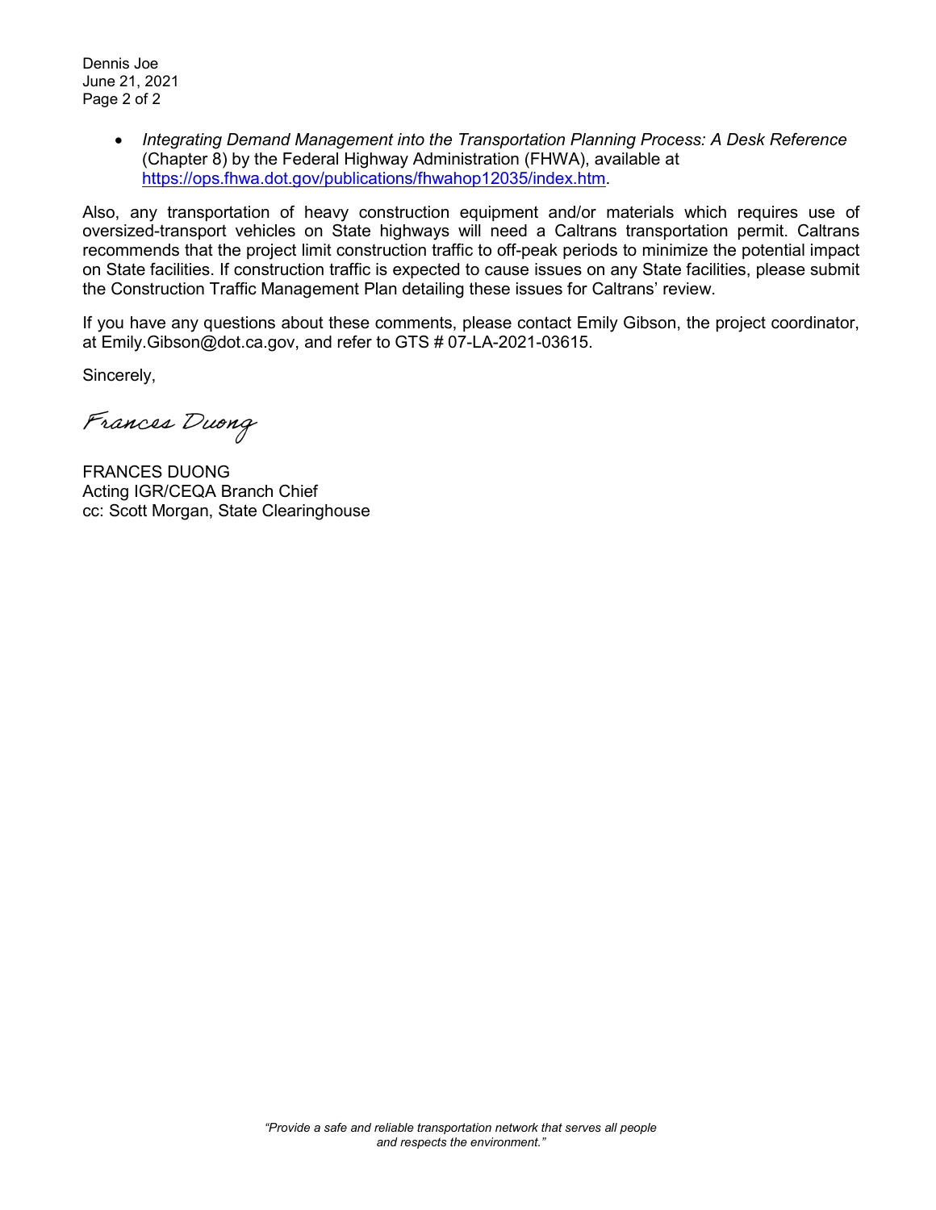- *Integrating Demand Management into the Transportation Planning Process: A Desk Reference* (Chapter 8) by the Federal Highway Administration (FHWA), available at https://ops.fhwa.dot.gov/publications/fhwahop12035/index.htm.

Also, any transportation of heavy construction equipment and/or materials which requires use of oversized-transport vehicles on State highways will need a Caltrans transportation permit. Caltrans recommends that the project limit construction traffic to off-peak periods to minimize the potential impact on State facilities. If construction traffic is expected to cause issues on any State facilities, please submit the Construction Traffic Management Plan detailing these issues for Caltrans' review.

If you have any questions about these comments, please contact Emily Gibson, the project coordinator, at Emily.Gibson@dot.ca.gov, and refer to GTS # 07-LA-2021-03615.

Sincerely,

*Frances Duong*

FRANCES DUONG
Acting IGR/CEQA Branch Chief
cc: Scott Morgan, State Clearinghouse

*"Provide a safe and reliable transportation network that serves all people and respects the environment."*